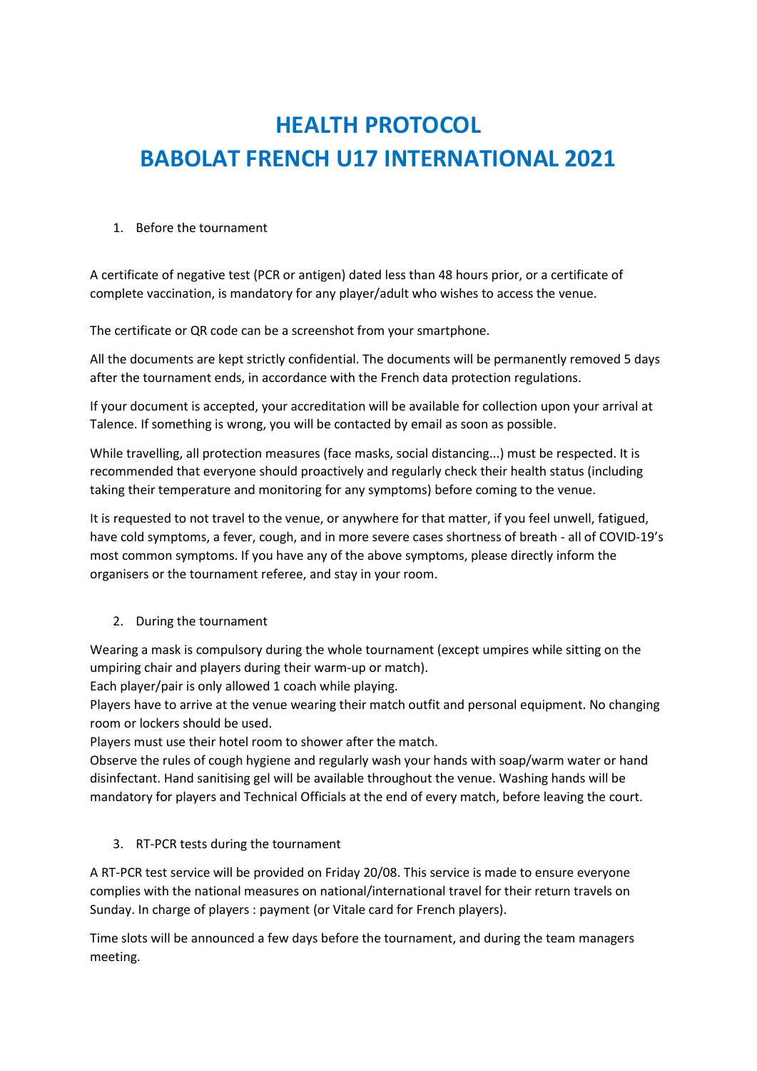# HEALTH PROTOCOL
# BABOLAT FRENCH U17 INTERNATIONAL 2021

1. Before the tournament

A certificate of negative test (PCR or antigen) dated less than 48 hours prior, or a certificate of complete vaccination, is mandatory for any player/adult who wishes to access the venue.

The certificate or QR code can be a screenshot from your smartphone.

All the documents are kept strictly confidential. The documents will be permanently removed 5 days after the tournament ends, in accordance with the French data protection regulations.

If your document is accepted, your accreditation will be available for collection upon your arrival at Talence. If something is wrong, you will be contacted by email as soon as possible.

While travelling, all protection measures (face masks, social distancing...) must be respected. It is recommended that everyone should proactively and regularly check their health status (including taking their temperature and monitoring for any symptoms) before coming to the venue.

It is requested to not travel to the venue, or anywhere for that matter, if you feel unwell, fatigued, have cold symptoms, a fever, cough, and in more severe cases shortness of breath - all of COVID-19's most common symptoms. If you have any of the above symptoms, please directly inform the organisers or the tournament referee, and stay in your room.

2. During the tournament

Wearing a mask is compulsory during the whole tournament (except umpires while sitting on the umpiring chair and players during their warm-up or match).
Each player/pair is only allowed 1 coach while playing.
Players have to arrive at the venue wearing their match outfit and personal equipment. No changing room or lockers should be used.
Players must use their hotel room to shower after the match.
Observe the rules of cough hygiene and regularly wash your hands with soap/warm water or hand disinfectant. Hand sanitising gel will be available throughout the venue. Washing hands will be mandatory for players and Technical Officials at the end of every match, before leaving the court.

3. RT-PCR tests during the tournament

A RT-PCR test service will be provided on Friday 20/08. This service is made to ensure everyone complies with the national measures on national/international travel for their return travels on Sunday. In charge of players : payment (or Vitale card for French players).

Time slots will be announced a few days before the tournament, and during the team managers meeting.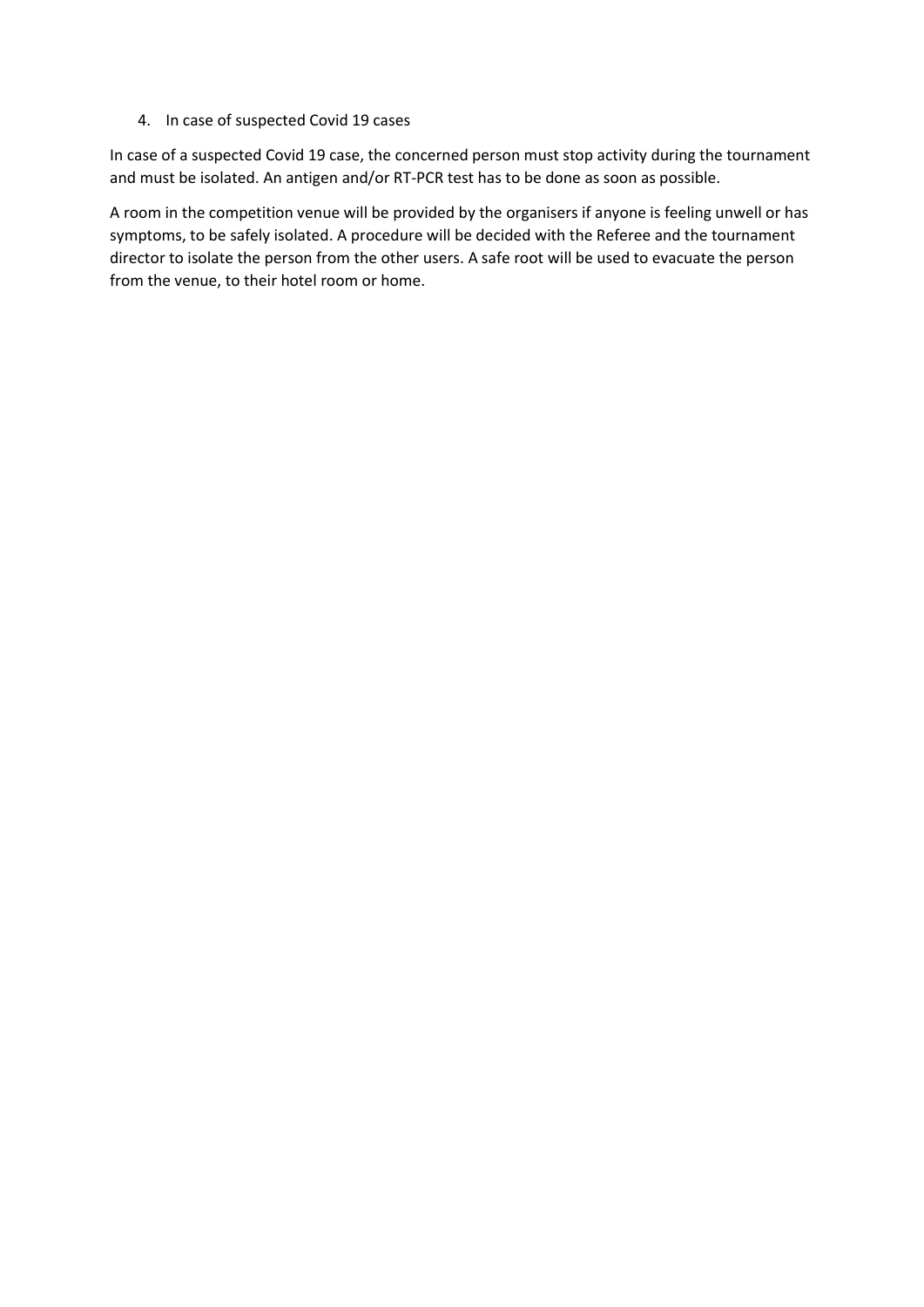4. In case of suspected Covid 19 cases

In case of a suspected Covid 19 case, the concerned person must stop activity during the tournament and must be isolated. An antigen and/or RT-PCR test has to be done as soon as possible.

A room in the competition venue will be provided by the organisers if anyone is feeling unwell or has symptoms, to be safely isolated. A procedure will be decided with the Referee and the tournament director to isolate the person from the other users. A safe root will be used to evacuate the person from the venue, to their hotel room or home.